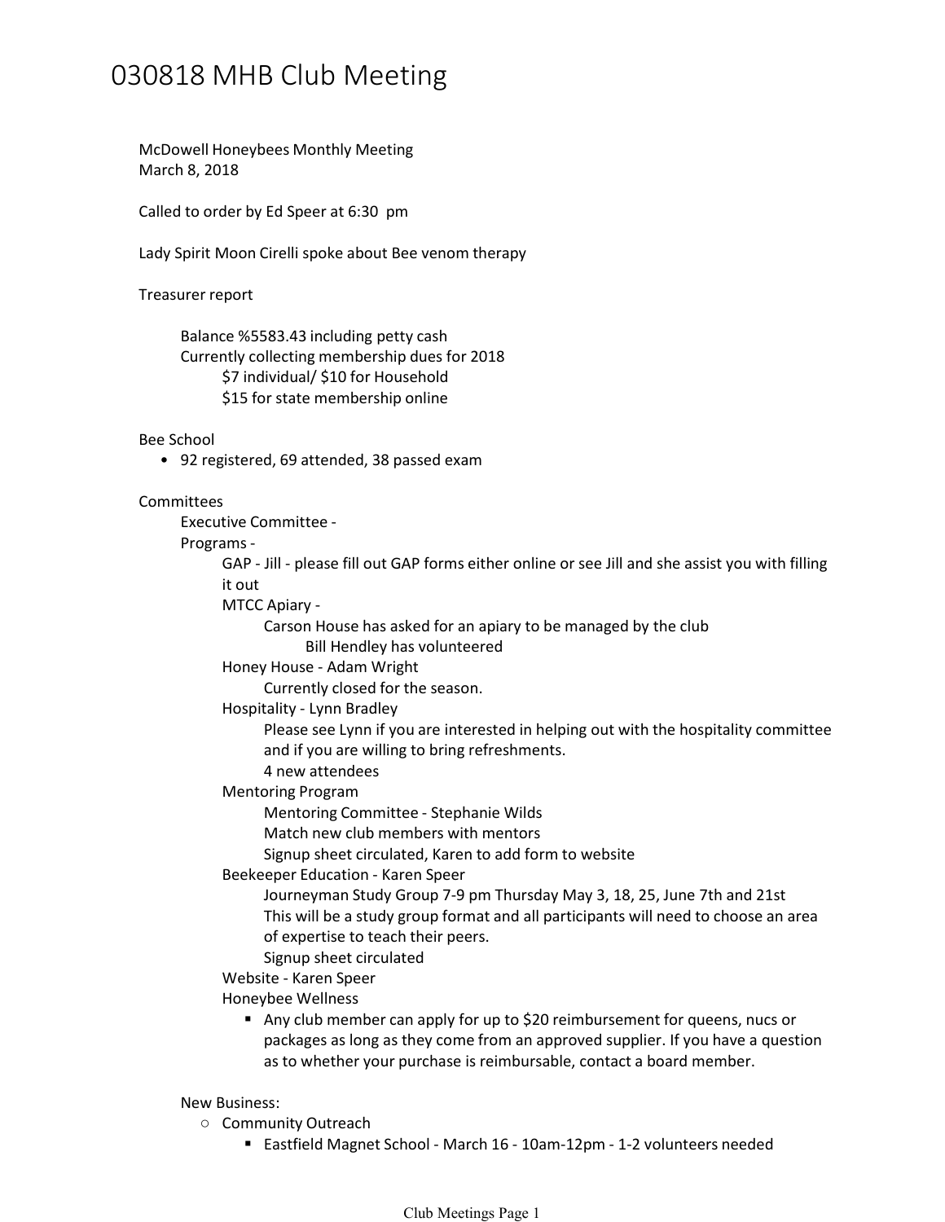# 030818 MHB Club Meeting

McDowell Honeybees Monthly Meeting
March 8, 2018

Called to order by Ed Speer at 6:30 pm

Lady Spirit Moon Cirelli spoke about Bee venom therapy

Treasurer report

- Balance %5583.43 including petty cash
- Currently collecting membership dues for 2018
  - $7 individual/ $10 for Household
  - $15 for state membership online

Bee School

- 92 registered, 69 attended, 38 passed exam

Committees

- Executive Committee -
- Programs -
  - GAP - Jill - please fill out GAP forms either online or see Jill and she assist you with filling it out
  - MTCC Apiary -
    - Carson House has asked for an apiary to be managed by the club
      - Bill Hendley has volunteered
  - Honey House - Adam Wright
    - Currently closed for the season.
  - Hospitality - Lynn Bradley
    - Please see Lynn if you are interested in helping out with the hospitality committee and if you are willing to bring refreshments.
    - 4 new attendees
  - Mentoring Program
    - Mentoring Committee - Stephanie Wilds
    - Match new club members with mentors
    - Signup sheet circulated, Karen to add form to website
  - Beekeeper Education - Karen Speer
    - Journeyman Study Group 7-9 pm Thursday May 3, 18, 25, June 7th and 21st
    - This will be a study group format and all participants will need to choose an area of expertise to teach their peers.
    - Signup sheet circulated
  - Website - Karen Speer
  - Honeybee Wellness
    - Any club member can apply for up to $20 reimbursement for queens, nucs or packages as long as they come from an approved supplier. If you have a question as to whether your purchase is reimbursable, contact a board member.

New Business:

- Community Outreach
  - Eastfield Magnet School - March 16 - 10am-12pm - 1-2 volunteers needed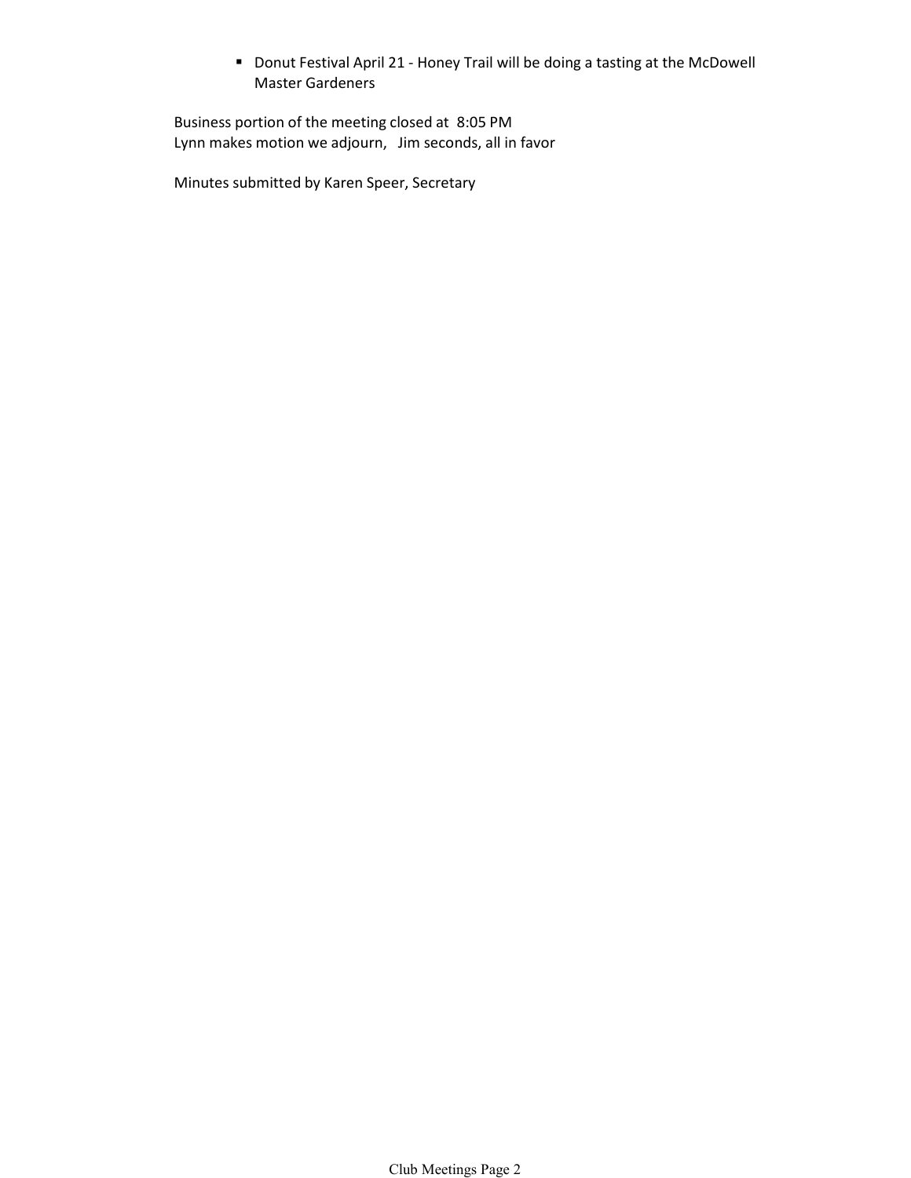- Donut Festival April 21 - Honey Trail will be doing a tasting at the McDowell Master Gardeners

Business portion of the meeting closed at 8:05 PM
Lynn makes motion we adjourn, Jim seconds, all in favor

Minutes submitted by Karen Speer, Secretary